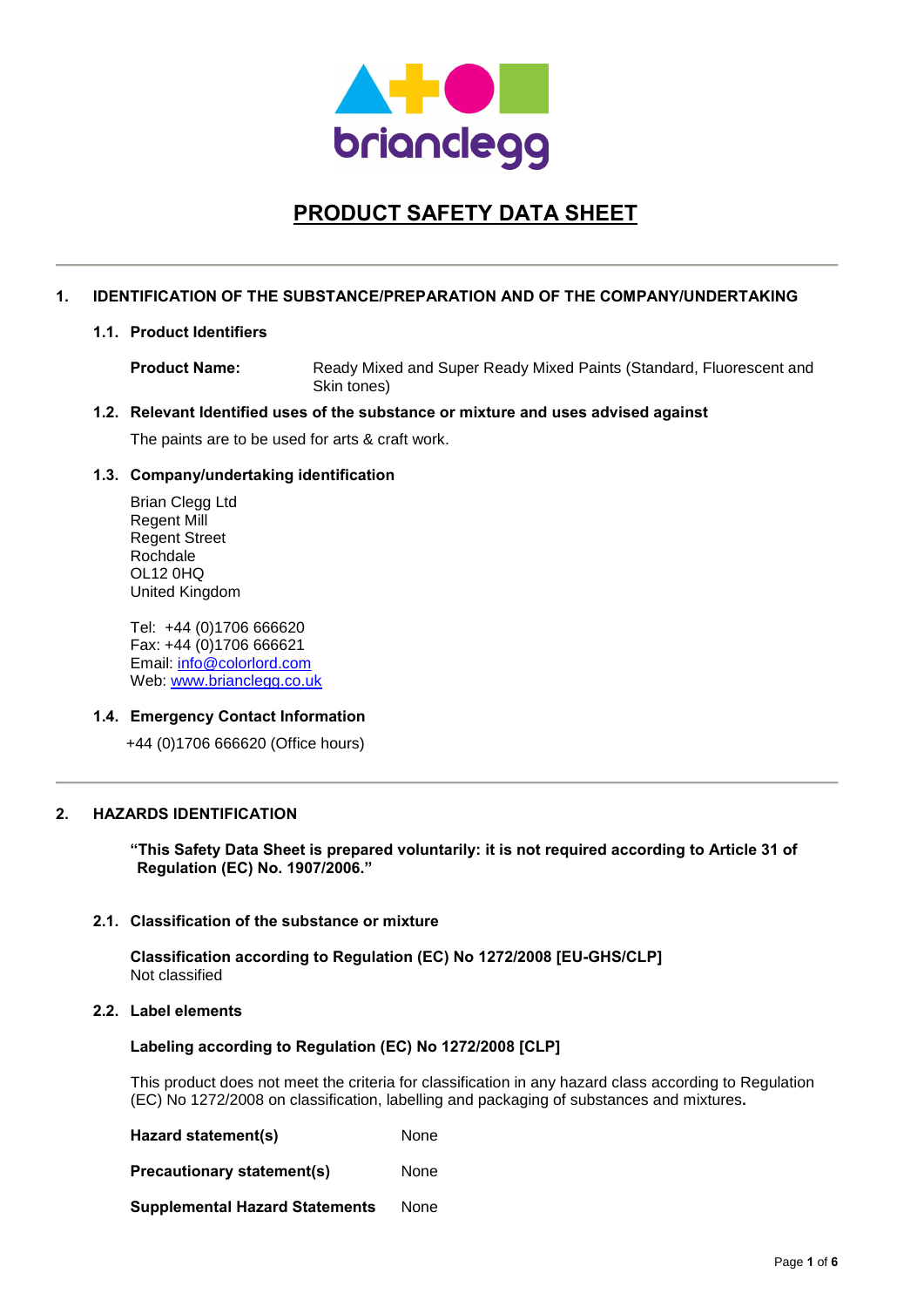brianclegg

# PRODUCT SAFETY DATA SHEET

## 1. IDENTIFICATION OF THE SUBSTANCE/PREPARATION AND OF THE COMPANY/UNDERTAKING

### 1.1. Product Identifiers

**Product Name:** Ready Mixed and Super Ready Mixed Paints (Standard, Fluorescent and Skin tones)

### 1.2. Relevant Identified uses of the substance or mixture and uses advised against

The paints are to be used for arts & craft work.

### 1.3. Company/undertaking identification

Brian Clegg Ltd
Regent Mill
Regent Street
Rochdale
OL12 0HQ
United Kingdom

Tel: +44 (0)1706 666620
Fax: +44 (0)1706 666621
Email: info@colorlord.com
Web: www.brianclegg.co.uk

### 1.4. Emergency Contact Information

+44 (0)1706 666620 (Office hours)

## 2. HAZARDS IDENTIFICATION

**"This Safety Data Sheet is prepared voluntarily: it is not required according to Article 31 of Regulation (EC) No. 1907/2006."**

### 2.1. Classification of the substance or mixture

**Classification according to Regulation (EC) No 1272/2008 [EU-GHS/CLP]**
Not classified

### 2.2. Label elements

**Labeling according to Regulation (EC) No 1272/2008 [CLP]**

This product does not meet the criteria for classification in any hazard class according to Regulation (EC) No 1272/2008 on classification, labelling and packaging of substances and mixtures.

| | |
|---|---|
| **Hazard statement(s)** | None |
| **Precautionary statement(s)** | None |
| **Supplemental Hazard Statements** | None |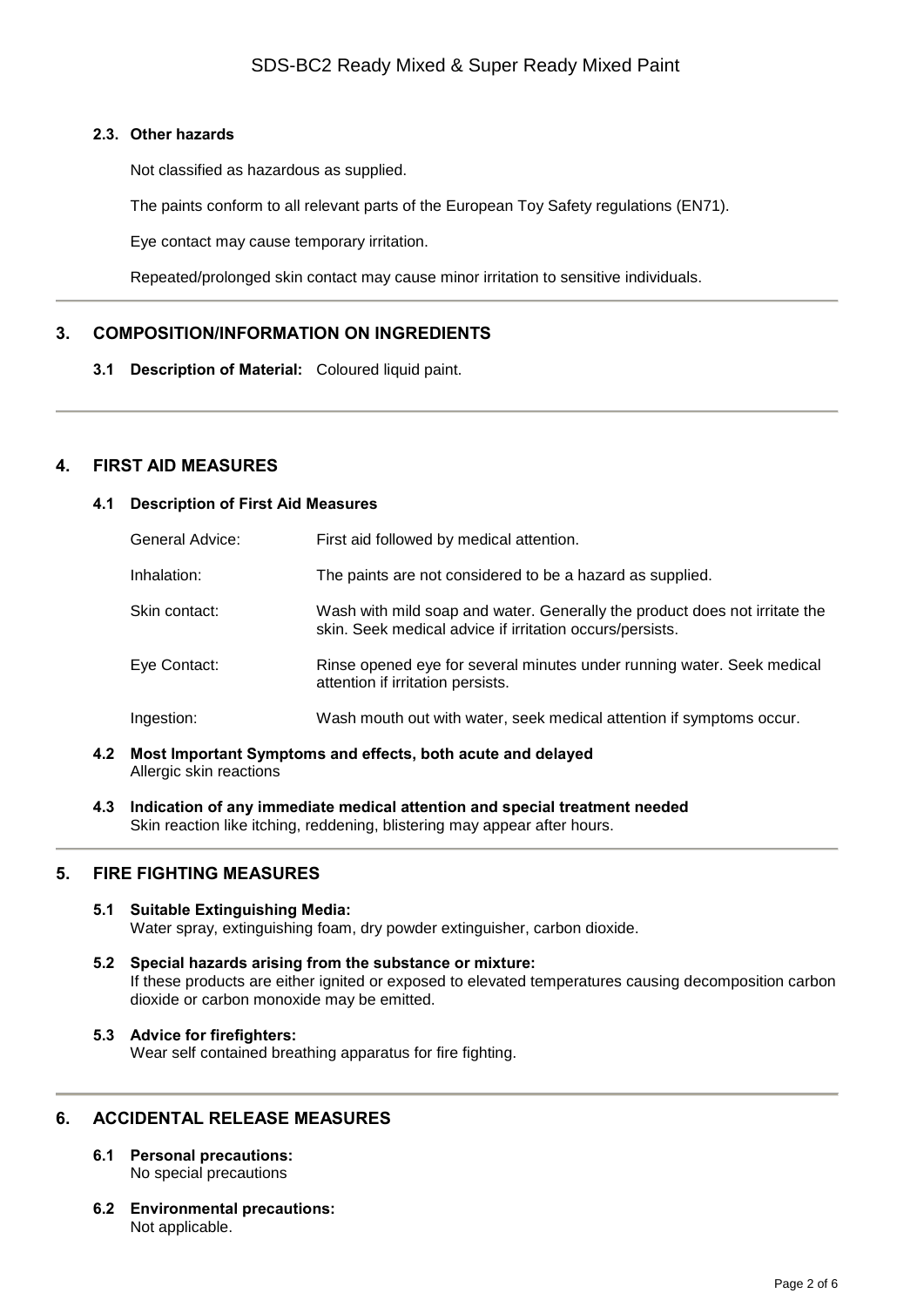### 2.3. Other hazards

Not classified as hazardous as supplied.

The paints conform to all relevant parts of the European Toy Safety regulations (EN71).

Eye contact may cause temporary irritation.

Repeated/prolonged skin contact may cause minor irritation to sensitive individuals.

## 3. COMPOSITION/INFORMATION ON INGREDIENTS

**3.1 Description of Material:** Coloured liquid paint.

## 4. FIRST AID MEASURES

### 4.1 Description of First Aid Measures

| | |
|---|---|
| General Advice: | First aid followed by medical attention. |
| Inhalation: | The paints are not considered to be a hazard as supplied. |
| Skin contact: | Wash with mild soap and water. Generally the product does not irritate the skin. Seek medical advice if irritation occurs/persists. |
| Eye Contact: | Rinse opened eye for several minutes under running water. Seek medical attention if irritation persists. |
| Ingestion: | Wash mouth out with water, seek medical attention if symptoms occur. |

### 4.2 Most Important Symptoms and effects, both acute and delayed

Allergic skin reactions

### 4.3 Indication of any immediate medical attention and special treatment needed

Skin reaction like itching, reddening, blistering may appear after hours.

## 5. FIRE FIGHTING MEASURES

### 5.1 Suitable Extinguishing Media:

Water spray, extinguishing foam, dry powder extinguisher, carbon dioxide.

### 5.2 Special hazards arising from the substance or mixture:

If these products are either ignited or exposed to elevated temperatures causing decomposition carbon dioxide or carbon monoxide may be emitted.

### 5.3 Advice for firefighters:

Wear self contained breathing apparatus for fire fighting.

## 6. ACCIDENTAL RELEASE MEASURES

### 6.1 Personal precautions:

No special precautions

### 6.2 Environmental precautions:

Not applicable.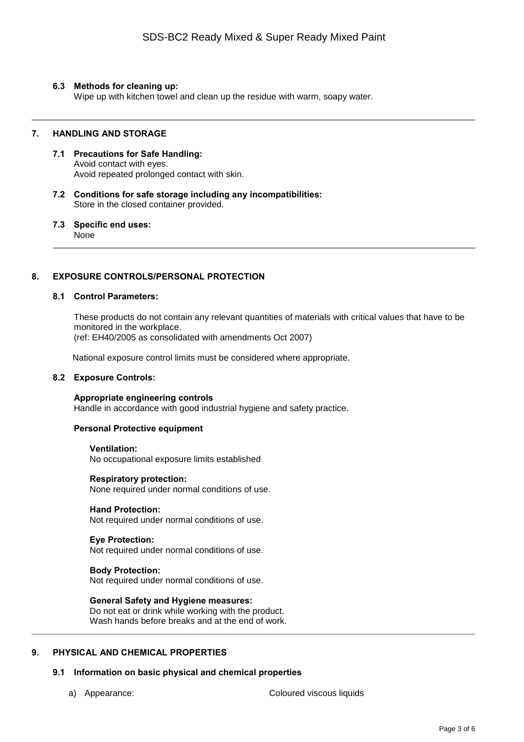### 6.3 Methods for cleaning up:

Wipe up with kitchen towel and clean up the residue with warm, soapy water.

## 7. HANDLING AND STORAGE

### 7.1 Precautions for Safe Handling:

Avoid contact with eyes.
Avoid repeated prolonged contact with skin.

### 7.2 Conditions for safe storage including any incompatibilities:

Store in the closed container provided.

### 7.3 Specific end uses:

None

## 8. EXPOSURE CONTROLS/PERSONAL PROTECTION

### 8.1 Control Parameters:

These products do not contain any relevant quantities of materials with critical values that have to be monitored in the workplace.
(ref: EH40/2005 as consolidated with amendments Oct 2007)

National exposure control limits must be considered where appropriate.

### 8.2 Exposure Controls:

**Appropriate engineering controls**
Handle in accordance with good industrial hygiene and safety practice.

**Personal Protective equipment**

**Ventilation:**
No occupational exposure limits established

**Respiratory protection:**
None required under normal conditions of use.

**Hand Protection:**
Not required under normal conditions of use.

**Eye Protection:**
Not required under normal conditions of use.

**Body Protection:**
Not required under normal conditions of use.

**General Safety and Hygiene measures:**
Do not eat or drink while working with the product.
Wash hands before breaks and at the end of work.

## 9. PHYSICAL AND CHEMICAL PROPERTIES

### 9.1 Information on basic physical and chemical properties

a) Appearance: Coloured viscous liquids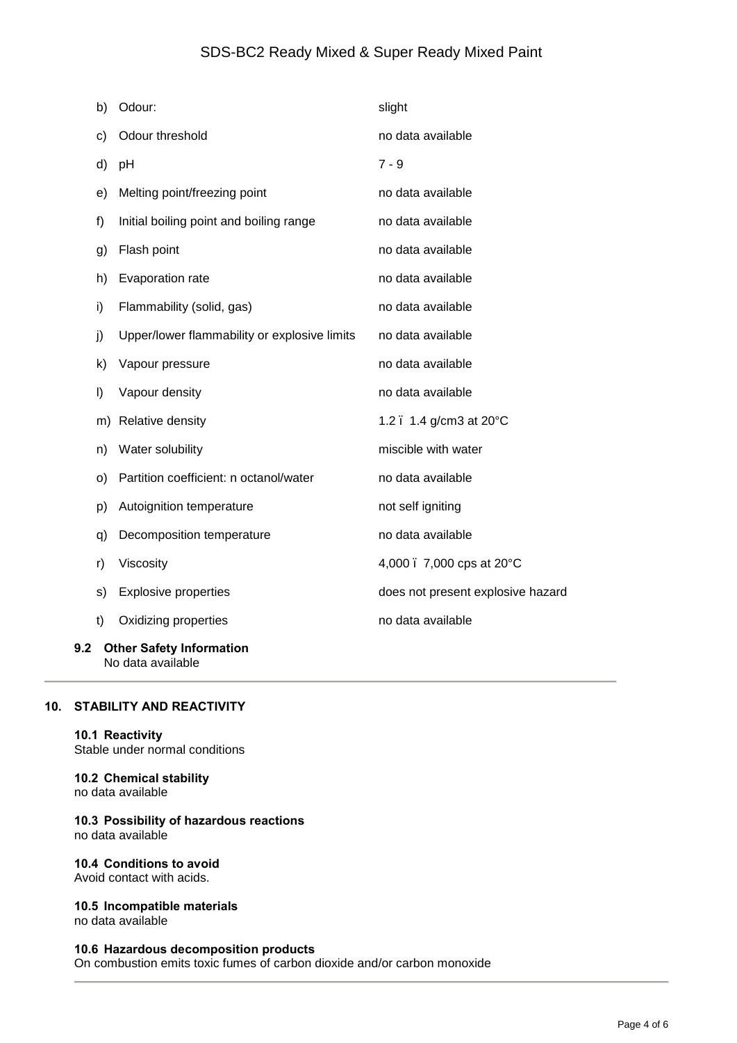| | | |
|---|---|---|
| b) | Odour: | slight |
| c) | Odour threshold | no data available |
| d) | pH | 7 - 9 |
| e) | Melting point/freezing point | no data available |
| f) | Initial boiling point and boiling range | no data available |
| g) | Flash point | no data available |
| h) | Evaporation rate | no data available |
| i) | Flammability (solid, gas) | no data available |
| j) | Upper/lower flammability or explosive limits | no data available |
| k) | Vapour pressure | no data available |
| l) | Vapour density | no data available |
| m) | Relative density | 1.2 ï 1.4 g/cm3 at 20°C |
| n) | Water solubility | miscible with water |
| o) | Partition coefficient: n octanol/water | no data available |
| p) | Autoignition temperature | not self igniting |
| q) | Decomposition temperature | no data available |
| r) | Viscosity | 4,000 ï 7,000 cps at 20°C |
| s) | Explosive properties | does not present explosive hazard |
| t) | Oxidizing properties | no data available |

**9.2 Other Safety Information**
No data available

## 10. STABILITY AND REACTIVITY

**10.1 Reactivity**
Stable under normal conditions

**10.2 Chemical stability**
no data available

**10.3 Possibility of hazardous reactions**
no data available

**10.4 Conditions to avoid**
Avoid contact with acids.

**10.5 Incompatible materials**
no data available

**10.6 Hazardous decomposition products**
On combustion emits toxic fumes of carbon dioxide and/or carbon monoxide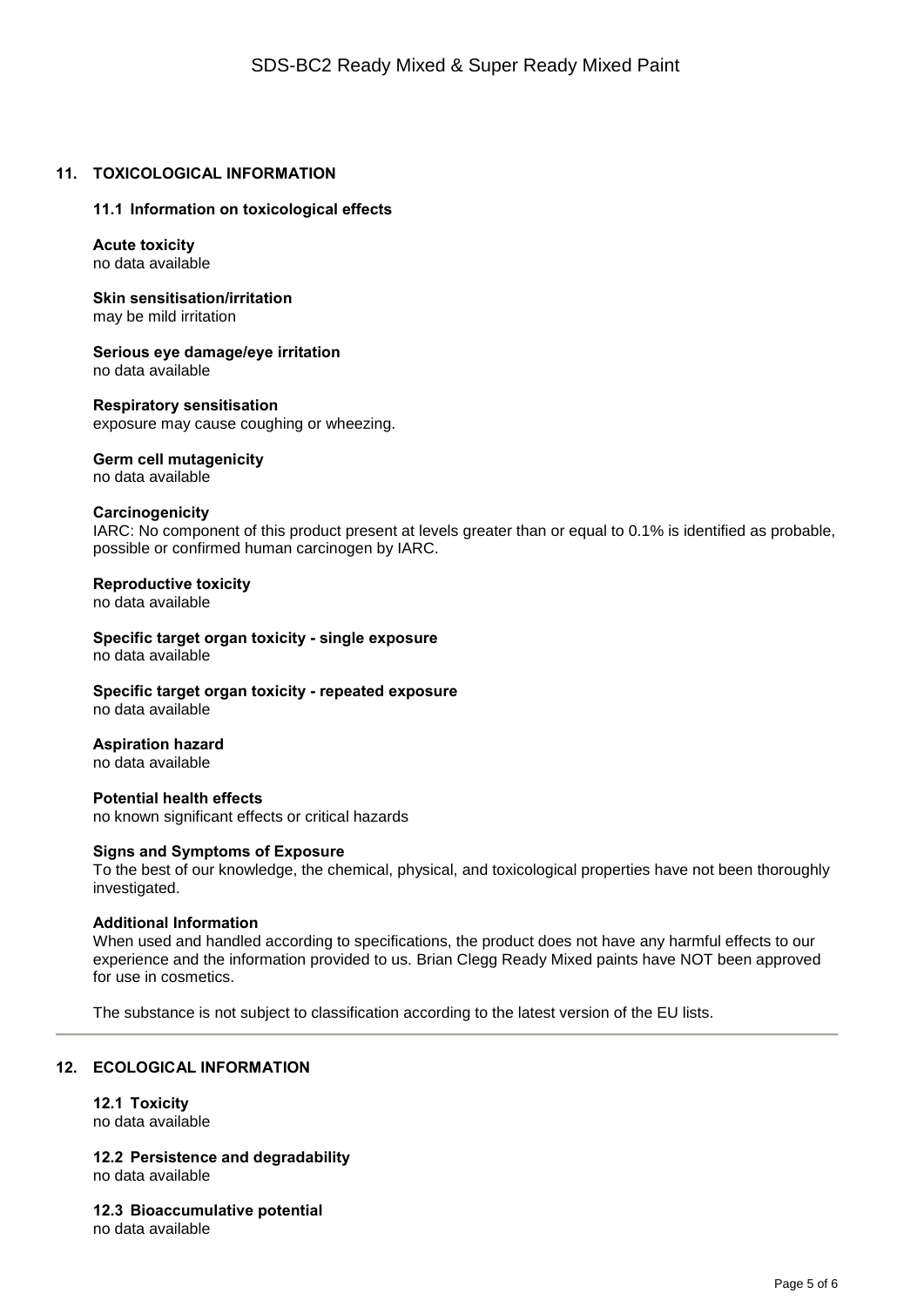## 11. TOXICOLOGICAL INFORMATION

### 11.1 Information on toxicological effects

**Acute toxicity**
no data available

**Skin sensitisation/irritation**
may be mild irritation

**Serious eye damage/eye irritation**
no data available

**Respiratory sensitisation**
exposure may cause coughing or wheezing.

**Germ cell mutagenicity**
no data available

**Carcinogenicity**
IARC: No component of this product present at levels greater than or equal to 0.1% is identified as probable, possible or confirmed human carcinogen by IARC.

**Reproductive toxicity**
no data available

**Specific target organ toxicity - single exposure**
no data available

**Specific target organ toxicity - repeated exposure**
no data available

**Aspiration hazard**
no data available

**Potential health effects**
no known significant effects or critical hazards

**Signs and Symptoms of Exposure**
To the best of our knowledge, the chemical, physical, and toxicological properties have not been thoroughly investigated.

**Additional Information**
When used and handled according to specifications, the product does not have any harmful effects to our experience and the information provided to us. Brian Clegg Ready Mixed paints have NOT been approved for use in cosmetics.

The substance is not subject to classification according to the latest version of the EU lists.

---

## 12. ECOLOGICAL INFORMATION

### 12.1 Toxicity
no data available

### 12.2 Persistence and degradability
no data available

### 12.3 Bioaccumulative potential
no data available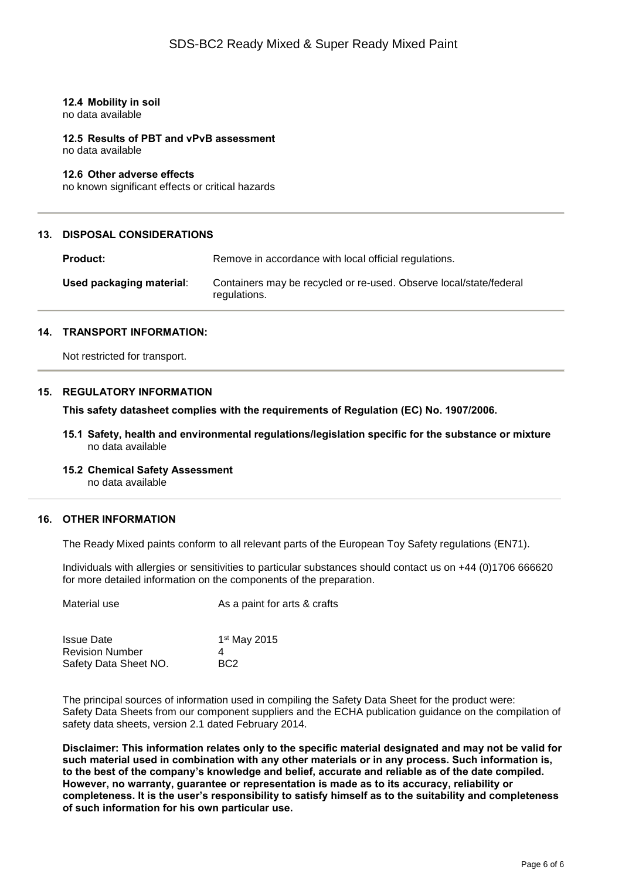### 12.4 Mobility in soil
no data available

### 12.5 Results of PBT and vPvB assessment
no data available

### 12.6 Other adverse effects
no known significant effects or critical hazards

## 13. DISPOSAL CONSIDERATIONS

| | |
|---|---|
| **Product:** | Remove in accordance with local official regulations. |
| **Used packaging material**: | Containers may be recycled or re-used. Observe local/state/federal regulations. |

## 14. TRANSPORT INFORMATION:

Not restricted for transport.

## 15. REGULATORY INFORMATION

**This safety datasheet complies with the requirements of Regulation (EC) No. 1907/2006.**

### 15.1 Safety, health and environmental regulations/legislation specific for the substance or mixture
no data available

### 15.2 Chemical Safety Assessment
no data available

## 16. OTHER INFORMATION

The Ready Mixed paints conform to all relevant parts of the European Toy Safety regulations (EN71).

Individuals with allergies or sensitivities to particular substances should contact us on +44 (0)1706 666620 for more detailed information on the components of the preparation.

| | |
|---|---|
| Material use | As a paint for arts & crafts |

| | |
|---|---|
| Issue Date | 1st May 2015 |
| Revision Number | 4 |
| Safety Data Sheet NO. | BC2 |

The principal sources of information used in compiling the Safety Data Sheet for the product were: Safety Data Sheets from our component suppliers and the ECHA publication guidance on the compilation of safety data sheets, version 2.1 dated February 2014.

**Disclaimer: This information relates only to the specific material designated and may not be valid for such material used in combination with any other materials or in any process. Such information is, to the best of the company's knowledge and belief, accurate and reliable as of the date compiled. However, no warranty, guarantee or representation is made as to its accuracy, reliability or completeness. It is the user's responsibility to satisfy himself as to the suitability and completeness of such information for his own particular use.**